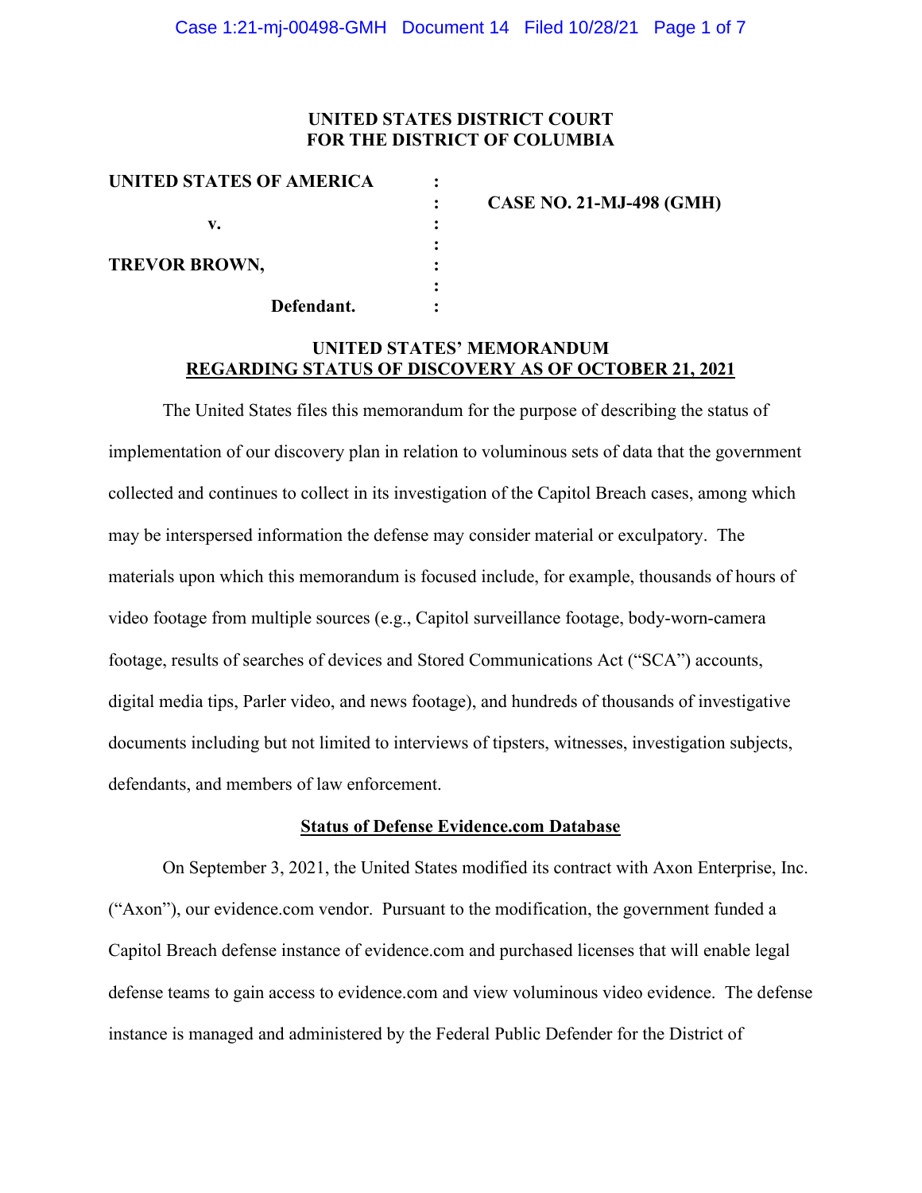**UNITED STATES DISTRICT COURT**
**FOR THE DISTRICT OF COLUMBIA**

| | | |
|---|---|---|
| **UNITED STATES OF AMERICA** | : | |
| | : | **CASE NO. 21-MJ-498 (GMH)** |
| **v.** | : | |
| | : | |
| **TREVOR BROWN,** | : | |
| | : | |
| **Defendant.** | : | |

**UNITED STATES' MEMORANDUM**
**REGARDING STATUS OF DISCOVERY AS OF OCTOBER 21, 2021**

The United States files this memorandum for the purpose of describing the status of implementation of our discovery plan in relation to voluminous sets of data that the government collected and continues to collect in its investigation of the Capitol Breach cases, among which may be interspersed information the defense may consider material or exculpatory. The materials upon which this memorandum is focused include, for example, thousands of hours of video footage from multiple sources (e.g., Capitol surveillance footage, body-worn-camera footage, results of searches of devices and Stored Communications Act ("SCA") accounts, digital media tips, Parler video, and news footage), and hundreds of thousands of investigative documents including but not limited to interviews of tipsters, witnesses, investigation subjects, defendants, and members of law enforcement.

**Status of Defense Evidence.com Database**

On September 3, 2021, the United States modified its contract with Axon Enterprise, Inc. ("Axon"), our evidence.com vendor. Pursuant to the modification, the government funded a Capitol Breach defense instance of evidence.com and purchased licenses that will enable legal defense teams to gain access to evidence.com and view voluminous video evidence. The defense instance is managed and administered by the Federal Public Defender for the District of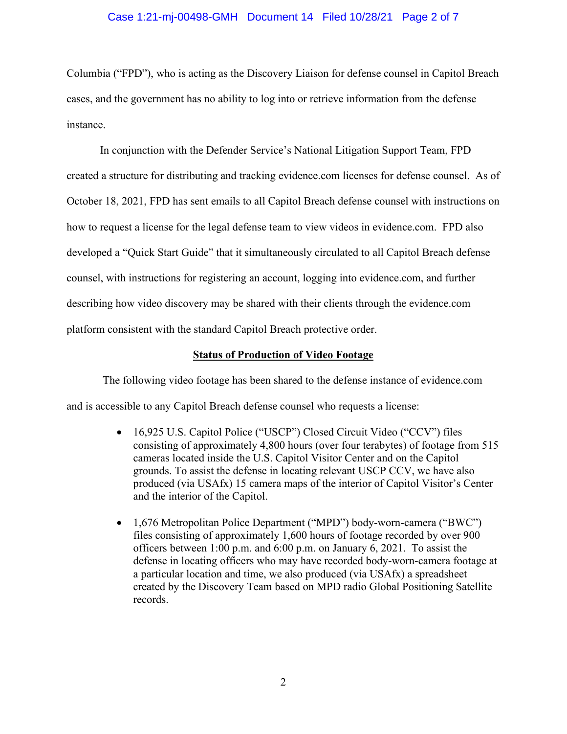Columbia ("FPD"), who is acting as the Discovery Liaison for defense counsel in Capitol Breach cases, and the government has no ability to log into or retrieve information from the defense instance.

In conjunction with the Defender Service's National Litigation Support Team, FPD created a structure for distributing and tracking evidence.com licenses for defense counsel. As of October 18, 2021, FPD has sent emails to all Capitol Breach defense counsel with instructions on how to request a license for the legal defense team to view videos in evidence.com. FPD also developed a "Quick Start Guide" that it simultaneously circulated to all Capitol Breach defense counsel, with instructions for registering an account, logging into evidence.com, and further describing how video discovery may be shared with their clients through the evidence.com platform consistent with the standard Capitol Breach protective order.

**Status of Production of Video Footage**

The following video footage has been shared to the defense instance of evidence.com and is accessible to any Capitol Breach defense counsel who requests a license:

- 16,925 U.S. Capitol Police ("USCP") Closed Circuit Video ("CCV") files consisting of approximately 4,800 hours (over four terabytes) of footage from 515 cameras located inside the U.S. Capitol Visitor Center and on the Capitol grounds. To assist the defense in locating relevant USCP CCV, we have also produced (via USAfx) 15 camera maps of the interior of Capitol Visitor's Center and the interior of the Capitol.

- 1,676 Metropolitan Police Department ("MPD") body-worn-camera ("BWC") files consisting of approximately 1,600 hours of footage recorded by over 900 officers between 1:00 p.m. and 6:00 p.m. on January 6, 2021. To assist the defense in locating officers who may have recorded body-worn-camera footage at a particular location and time, we also produced (via USAfx) a spreadsheet created by the Discovery Team based on MPD radio Global Positioning Satellite records.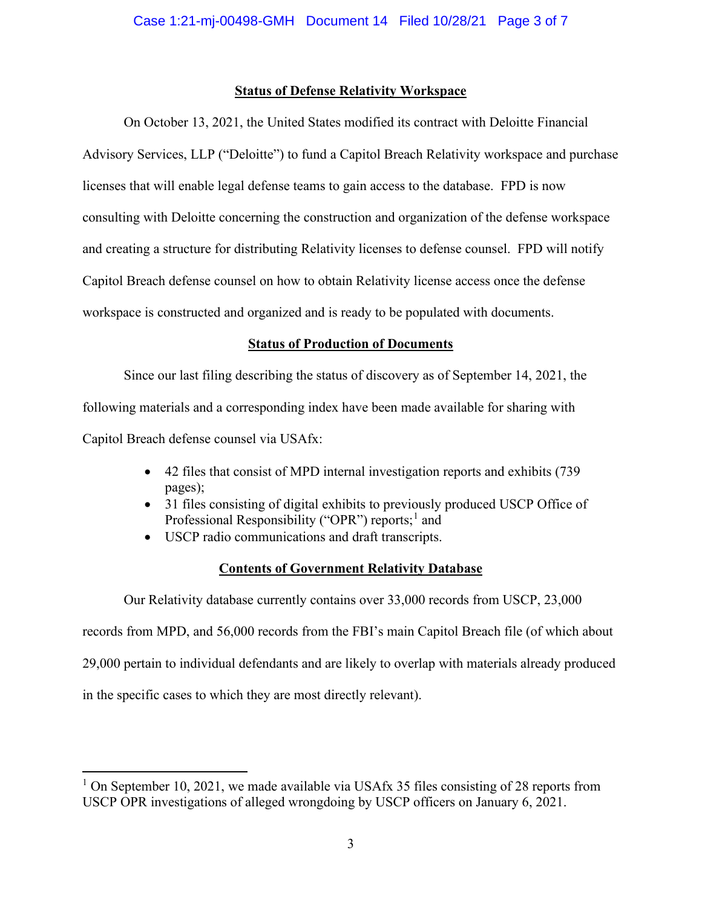## Status of Defense Relativity Workspace

On October 13, 2021, the United States modified its contract with Deloitte Financial Advisory Services, LLP ("Deloitte") to fund a Capitol Breach Relativity workspace and purchase licenses that will enable legal defense teams to gain access to the database. FPD is now consulting with Deloitte concerning the construction and organization of the defense workspace and creating a structure for distributing Relativity licenses to defense counsel. FPD will notify Capitol Breach defense counsel on how to obtain Relativity license access once the defense workspace is constructed and organized and is ready to be populated with documents.

## Status of Production of Documents

Since our last filing describing the status of discovery as of September 14, 2021, the following materials and a corresponding index have been made available for sharing with Capitol Breach defense counsel via USAfx:

- 42 files that consist of MPD internal investigation reports and exhibits (739 pages);
- 31 files consisting of digital exhibits to previously produced USCP Office of Professional Responsibility ("OPR") reports;[1] and
- USCP radio communications and draft transcripts.

## Contents of Government Relativity Database

Our Relativity database currently contains over 33,000 records from USCP, 23,000 records from MPD, and 56,000 records from the FBI's main Capitol Breach file (of which about 29,000 pertain to individual defendants and are likely to overlap with materials already produced in the specific cases to which they are most directly relevant).

---

[1] On September 10, 2021, we made available via USAfx 35 files consisting of 28 reports from USCP OPR investigations of alleged wrongdoing by USCP officers on January 6, 2021.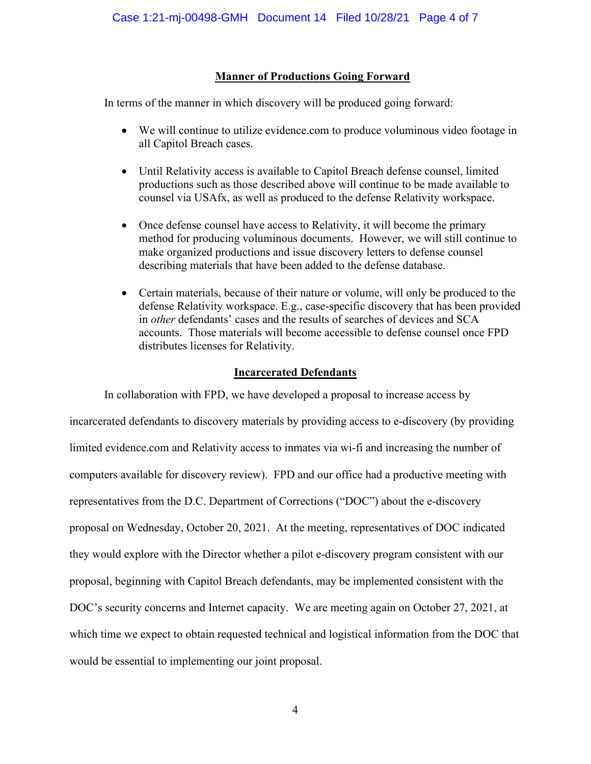## Manner of Productions Going Forward

In terms of the manner in which discovery will be produced going forward:

- We will continue to utilize evidence.com to produce voluminous video footage in all Capitol Breach cases.
- Until Relativity access is available to Capitol Breach defense counsel, limited productions such as those described above will continue to be made available to counsel via USAfx, as well as produced to the defense Relativity workspace.
- Once defense counsel have access to Relativity, it will become the primary method for producing voluminous documents. However, we will still continue to make organized productions and issue discovery letters to defense counsel describing materials that have been added to the defense database.
- Certain materials, because of their nature or volume, will only be produced to the defense Relativity workspace. E.g., case-specific discovery that has been provided in *other* defendants' cases and the results of searches of devices and SCA accounts. Those materials will become accessible to defense counsel once FPD distributes licenses for Relativity.

## Incarcerated Defendants

In collaboration with FPD, we have developed a proposal to increase access by incarcerated defendants to discovery materials by providing access to e-discovery (by providing limited evidence.com and Relativity access to inmates via wi-fi and increasing the number of computers available for discovery review). FPD and our office had a productive meeting with representatives from the D.C. Department of Corrections ("DOC") about the e-discovery proposal on Wednesday, October 20, 2021. At the meeting, representatives of DOC indicated they would explore with the Director whether a pilot e-discovery program consistent with our proposal, beginning with Capitol Breach defendants, may be implemented consistent with the DOC's security concerns and Internet capacity. We are meeting again on October 27, 2021, at which time we expect to obtain requested technical and logistical information from the DOC that would be essential to implementing our joint proposal.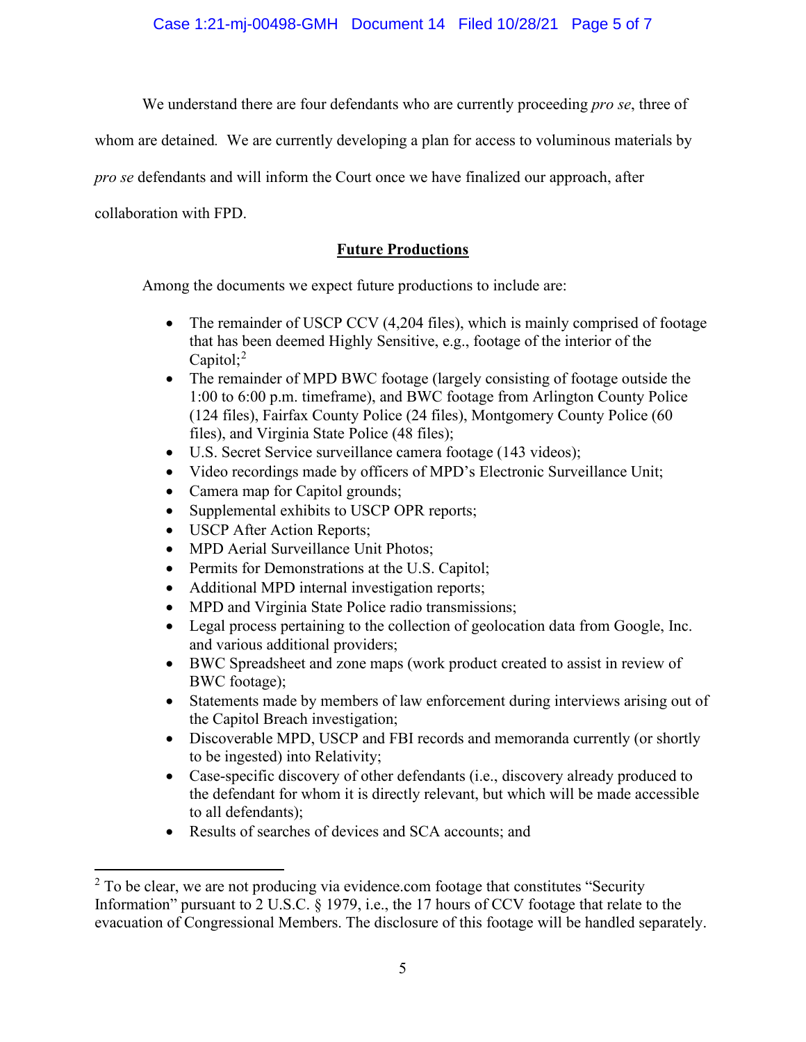We understand there are four defendants who are currently proceeding *pro se*, three of whom are detained. We are currently developing a plan for access to voluminous materials by *pro se* defendants and will inform the Court once we have finalized our approach, after collaboration with FPD.

## Future Productions

Among the documents we expect future productions to include are:

- The remainder of USCP CCV (4,204 files), which is mainly comprised of footage that has been deemed Highly Sensitive, e.g., footage of the interior of the Capitol;[2]
- The remainder of MPD BWC footage (largely consisting of footage outside the 1:00 to 6:00 p.m. timeframe), and BWC footage from Arlington County Police (124 files), Fairfax County Police (24 files), Montgomery County Police (60 files), and Virginia State Police (48 files);
- U.S. Secret Service surveillance camera footage (143 videos);
- Video recordings made by officers of MPD's Electronic Surveillance Unit;
- Camera map for Capitol grounds;
- Supplemental exhibits to USCP OPR reports;
- USCP After Action Reports;
- MPD Aerial Surveillance Unit Photos;
- Permits for Demonstrations at the U.S. Capitol;
- Additional MPD internal investigation reports;
- MPD and Virginia State Police radio transmissions;
- Legal process pertaining to the collection of geolocation data from Google, Inc. and various additional providers;
- BWC Spreadsheet and zone maps (work product created to assist in review of BWC footage);
- Statements made by members of law enforcement during interviews arising out of the Capitol Breach investigation;
- Discoverable MPD, USCP and FBI records and memoranda currently (or shortly to be ingested) into Relativity;
- Case-specific discovery of other defendants (i.e., discovery already produced to the defendant for whom it is directly relevant, but which will be made accessible to all defendants);
- Results of searches of devices and SCA accounts; and

---

[2] To be clear, we are not producing via evidence.com footage that constitutes "Security Information" pursuant to 2 U.S.C. § 1979, i.e., the 17 hours of CCV footage that relate to the evacuation of Congressional Members. The disclosure of this footage will be handled separately.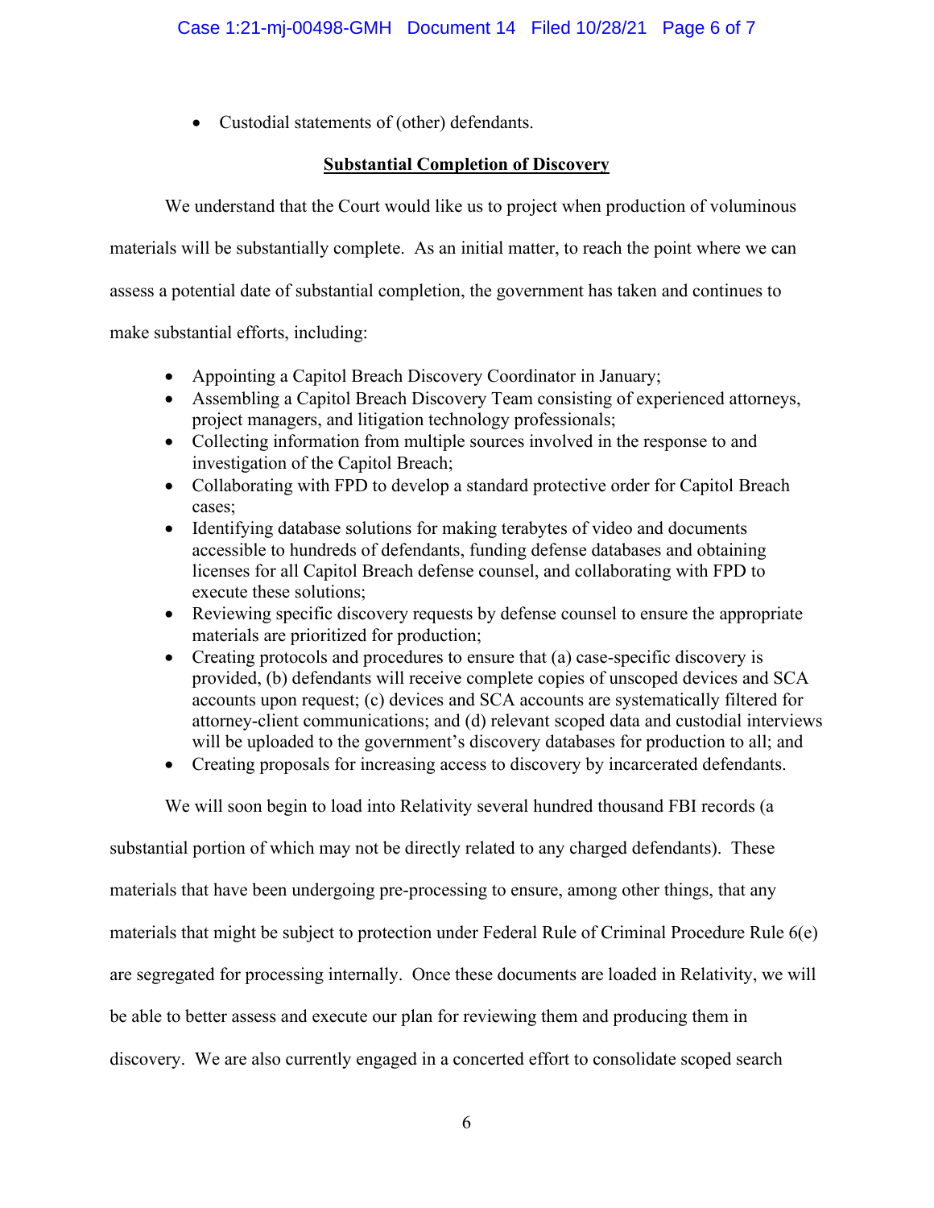- Custodial statements of (other) defendants.

**Substantial Completion of Discovery**

We understand that the Court would like us to project when production of voluminous materials will be substantially complete. As an initial matter, to reach the point where we can assess a potential date of substantial completion, the government has taken and continues to make substantial efforts, including:

- Appointing a Capitol Breach Discovery Coordinator in January;
- Assembling a Capitol Breach Discovery Team consisting of experienced attorneys, project managers, and litigation technology professionals;
- Collecting information from multiple sources involved in the response to and investigation of the Capitol Breach;
- Collaborating with FPD to develop a standard protective order for Capitol Breach cases;
- Identifying database solutions for making terabytes of video and documents accessible to hundreds of defendants, funding defense databases and obtaining licenses for all Capitol Breach defense counsel, and collaborating with FPD to execute these solutions;
- Reviewing specific discovery requests by defense counsel to ensure the appropriate materials are prioritized for production;
- Creating protocols and procedures to ensure that (a) case-specific discovery is provided, (b) defendants will receive complete copies of unscoped devices and SCA accounts upon request; (c) devices and SCA accounts are systematically filtered for attorney-client communications; and (d) relevant scoped data and custodial interviews will be uploaded to the government's discovery databases for production to all; and
- Creating proposals for increasing access to discovery by incarcerated defendants.

We will soon begin to load into Relativity several hundred thousand FBI records (a substantial portion of which may not be directly related to any charged defendants). These materials that have been undergoing pre-processing to ensure, among other things, that any materials that might be subject to protection under Federal Rule of Criminal Procedure Rule 6(e) are segregated for processing internally. Once these documents are loaded in Relativity, we will be able to better assess and execute our plan for reviewing them and producing them in discovery. We are also currently engaged in a concerted effort to consolidate scoped search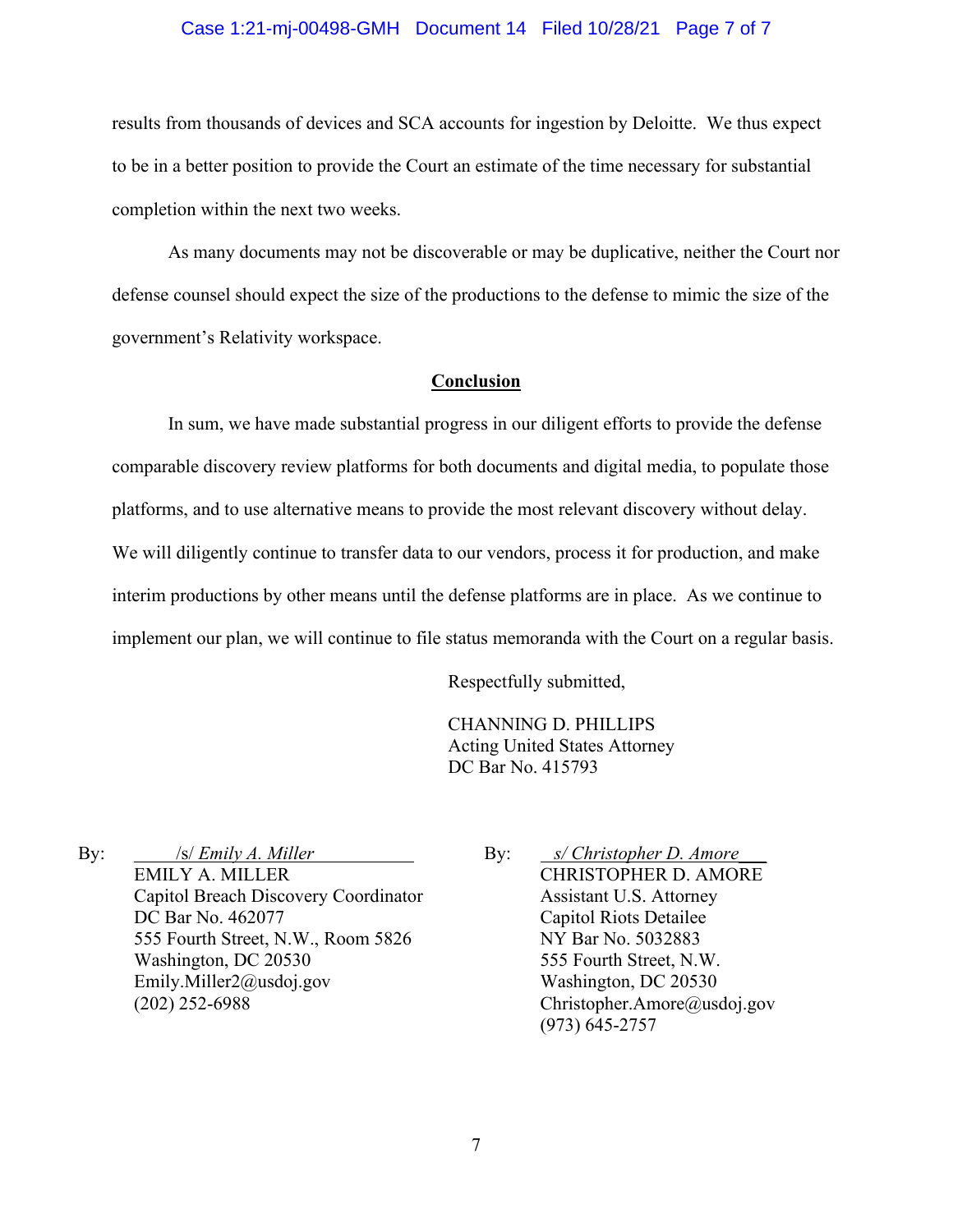results from thousands of devices and SCA accounts for ingestion by Deloitte. We thus expect to be in a better position to provide the Court an estimate of the time necessary for substantial completion within the next two weeks.

As many documents may not be discoverable or may be duplicative, neither the Court nor defense counsel should expect the size of the productions to the defense to mimic the size of the government's Relativity workspace.

## Conclusion

In sum, we have made substantial progress in our diligent efforts to provide the defense comparable discovery review platforms for both documents and digital media, to populate those platforms, and to use alternative means to provide the most relevant discovery without delay. We will diligently continue to transfer data to our vendors, process it for production, and make interim productions by other means until the defense platforms are in place. As we continue to implement our plan, we will continue to file status memoranda with the Court on a regular basis.

Respectfully submitted,

CHANNING D. PHILLIPS
Acting United States Attorney
DC Bar No. 415793

By: /s/ *Emily A. Miller*
EMILY A. MILLER
Capitol Breach Discovery Coordinator
DC Bar No. 462077
555 Fourth Street, N.W., Room 5826
Washington, DC 20530
Emily.Miller2@usdoj.gov
(202) 252-6988

By: *s/ Christopher D. Amore*
CHRISTOPHER D. AMORE
Assistant U.S. Attorney
Capitol Riots Detailee
NY Bar No. 5032883
555 Fourth Street, N.W.
Washington, DC 20530
Christopher.Amore@usdoj.gov
(973) 645-2757